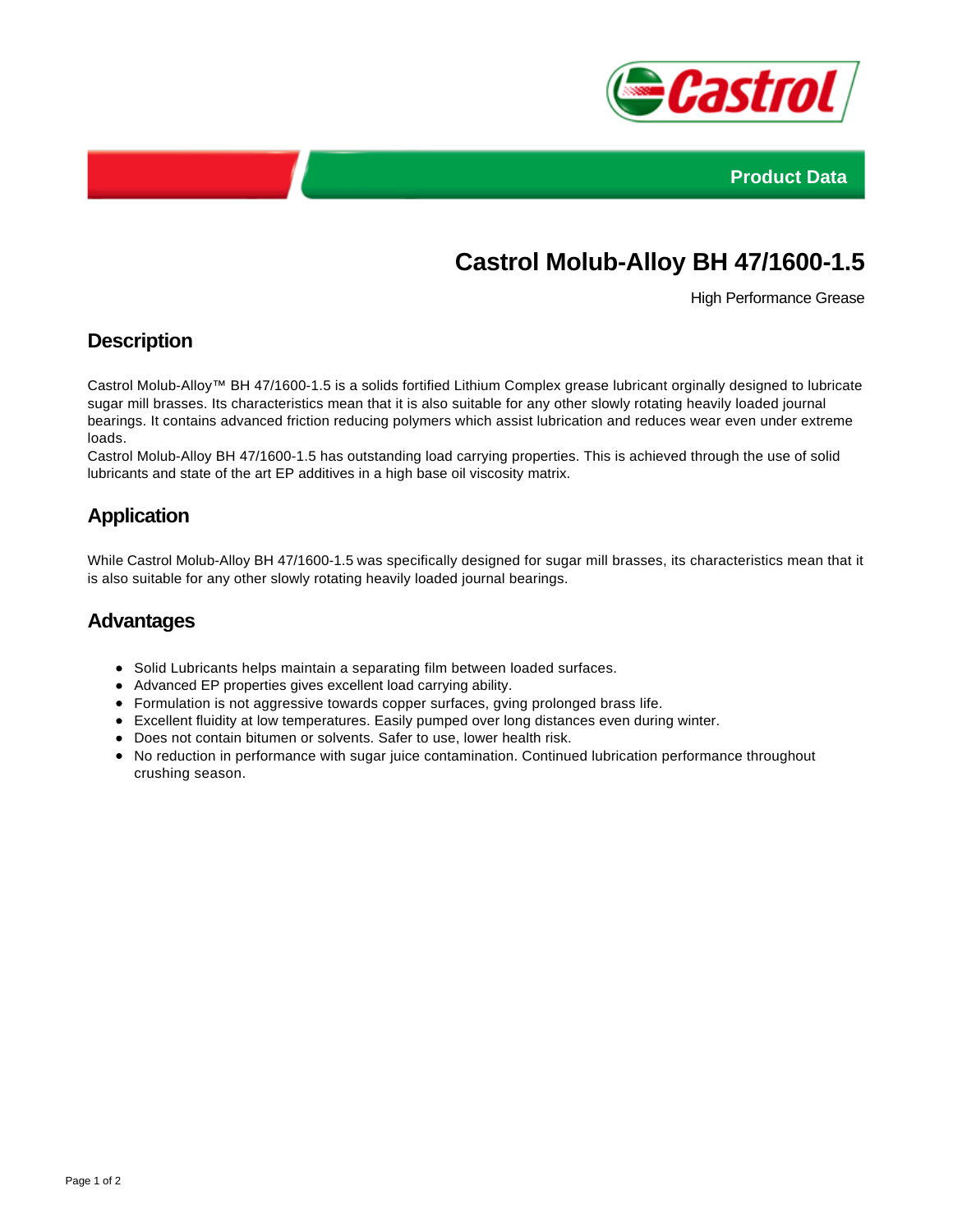Product Data

# Castrol Molub-Alloy BH 47/1600-1.5

High Performance Grease

## Description

Castrol Molub-Alloy™ BH 47/1600-1.5 is a solids fortified Lithium Complex grease lubricant orginally designed to lubricate sugar mill brasses. Its characteristics mean that it is also suitable for any other slowly rotating heavily loaded journal bearings. It contains advanced friction reducing polymers which assist lubrication and reduces wear even under extreme loads.
Castrol Molub-Alloy BH 47/1600-1.5 has outstanding load carrying properties. This is achieved through the use of solid lubricants and state of the art EP additives in a high base oil viscosity matrix.

## Application

While Castrol Molub-Alloy BH 47/1600-1.5 was specifically designed for sugar mill brasses, its characteristics mean that it is also suitable for any other slowly rotating heavily loaded journal bearings.

## Advantages

- Solid Lubricants helps maintain a separating film between loaded surfaces.
- Advanced EP properties gives excellent load carrying ability.
- Formulation is not aggressive towards copper surfaces, gving prolonged brass life.
- Excellent fluidity at low temperatures. Easily pumped over long distances even during winter.
- Does not contain bitumen or solvents. Safer to use, lower health risk.
- No reduction in performance with sugar juice contamination. Continued lubrication performance throughout crushing season.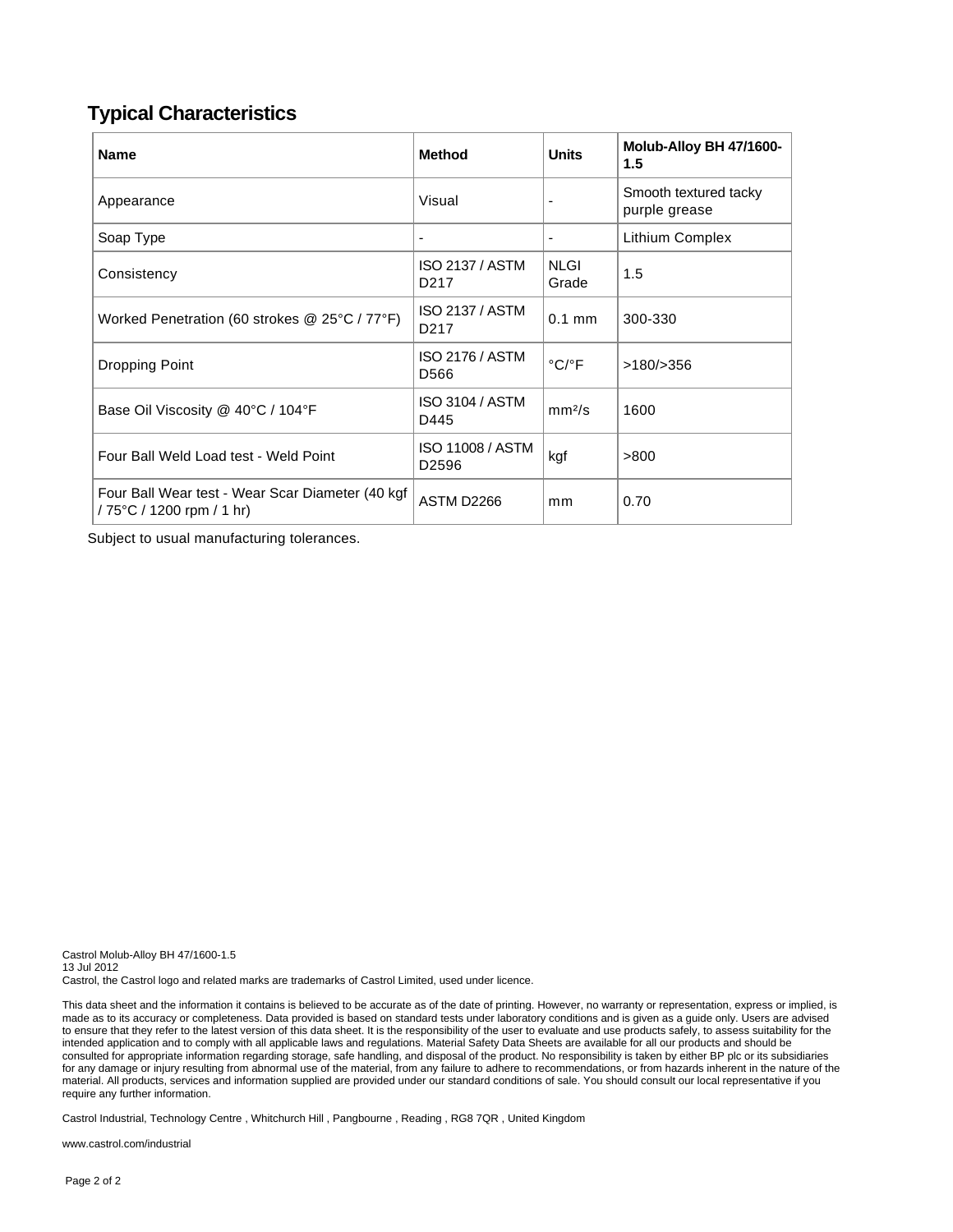## Typical Characteristics

| Name | Method | Units | Molub-Alloy BH 47/1600-1.5 |
|---|---|---|---|
| Appearance | Visual | - | Smooth textured tacky purple grease |
| Soap Type | - | - | Lithium Complex |
| Consistency | ISO 2137 / ASTM D217 | NLGI Grade | 1.5 |
| Worked Penetration (60 strokes @ 25°C / 77°F) | ISO 2137 / ASTM D217 | 0.1 mm | 300-330 |
| Dropping Point | ISO 2176 / ASTM D566 | °C/°F | >180/>356 |
| Base Oil Viscosity @ 40°C / 104°F | ISO 3104 / ASTM D445 | $mm^2/s$ | 1600 |
| Four Ball Weld Load test - Weld Point | ISO 11008 / ASTM D2596 | kgf | >800 |
| Four Ball Wear test - Wear Scar Diameter (40 kgf / 75°C / 1200 rpm / 1 hr) | ASTM D2266 | mm | 0.70 |

Subject to usual manufacturing tolerances.

Castrol Molub-Alloy BH 47/1600-1.5
13 Jul 2012
Castrol, the Castrol logo and related marks are trademarks of Castrol Limited, used under licence.

This data sheet and the information it contains is believed to be accurate as of the date of printing. However, no warranty or representation, express or implied, is made as to its accuracy or completeness. Data provided is based on standard tests under laboratory conditions and is given as a guide only. Users are advised to ensure that they refer to the latest version of this data sheet. It is the responsibility of the user to evaluate and use products safely, to assess suitability for the intended application and to comply with all applicable laws and regulations. Material Safety Data Sheets are available for all our products and should be consulted for appropriate information regarding storage, safe handling, and disposal of the product. No responsibility is taken by either BP plc or its subsidiaries for any damage or injury resulting from abnormal use of the material, from any failure to adhere to recommendations, or from hazards inherent in the nature of the material. All products, services and information supplied are provided under our standard conditions of sale. You should consult our local representative if you require any further information.

Castrol Industrial, Technology Centre , Whitchurch Hill , Pangbourne , Reading , RG8 7QR , United Kingdom

www.castrol.com/industrial